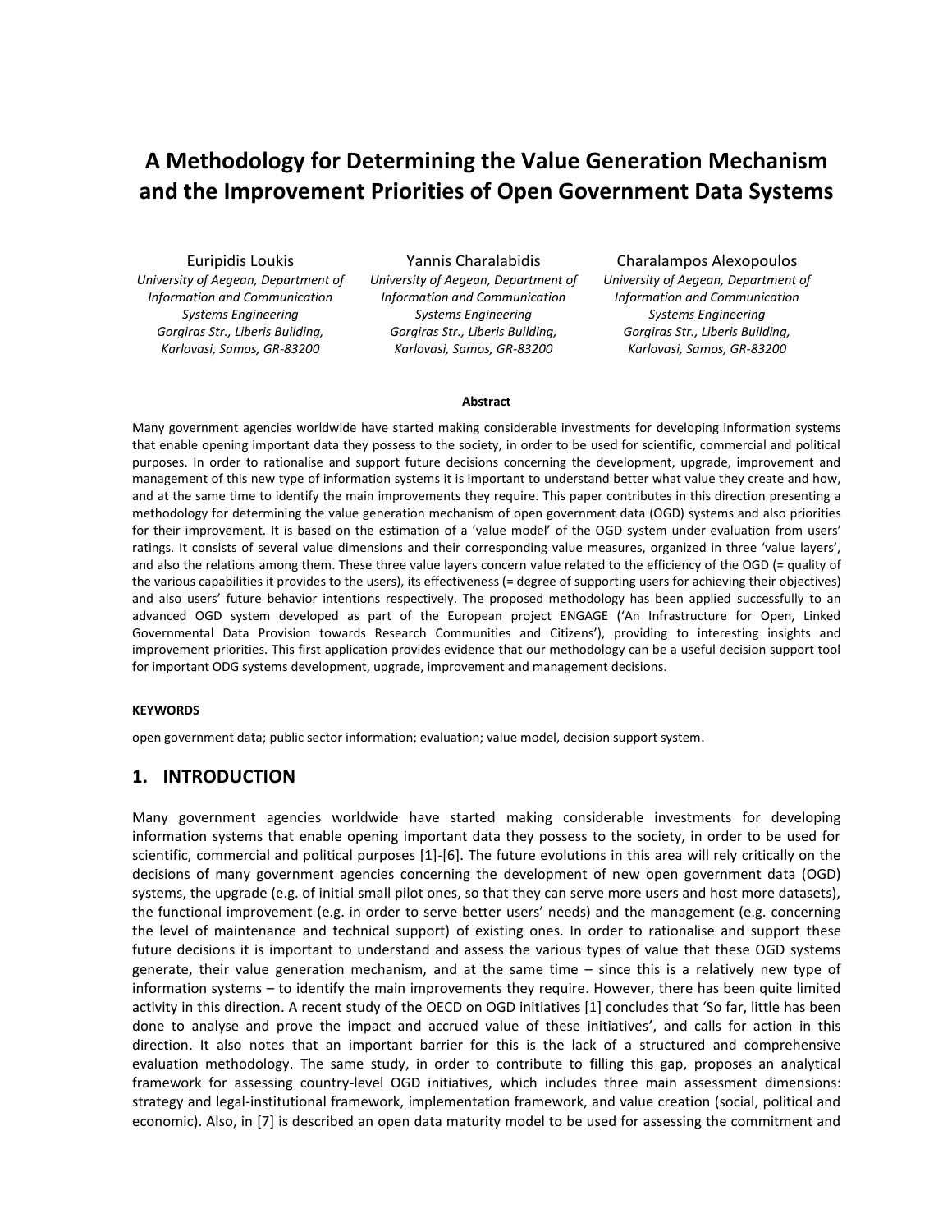# A Methodology for Determining the Value Generation Mechanism and the Improvement Priorities of Open Government Data Systems

Euripidis Loukis
*University of Aegean, Department of Information and Communication Systems Engineering*
*Gorgiras Str., Liberis Building, Karlovasi, Samos, GR-83200*

Yannis Charalabidis
*University of Aegean, Department of Information and Communication Systems Engineering*
*Gorgiras Str., Liberis Building, Karlovasi, Samos, GR-83200*

Charalampos Alexopoulos
*University of Aegean, Department of Information and Communication Systems Engineering*
*Gorgiras Str., Liberis Building, Karlovasi, Samos, GR-83200*

**Abstract**

Many government agencies worldwide have started making considerable investments for developing information systems that enable opening important data they possess to the society, in order to be used for scientific, commercial and political purposes. In order to rationalise and support future decisions concerning the development, upgrade, improvement and management of this new type of information systems it is important to understand better what value they create and how, and at the same time to identify the main improvements they require. This paper contributes in this direction presenting a methodology for determining the value generation mechanism of open government data (OGD) systems and also priorities for their improvement. It is based on the estimation of a 'value model' of the OGD system under evaluation from users' ratings. It consists of several value dimensions and their corresponding value measures, organized in three 'value layers', and also the relations among them. These three value layers concern value related to the efficiency of the OGD (= quality of the various capabilities it provides to the users), its effectiveness (= degree of supporting users for achieving their objectives) and also users' future behavior intentions respectively. The proposed methodology has been applied successfully to an advanced OGD system developed as part of the European project ENGAGE ('An Infrastructure for Open, Linked Governmental Data Provision towards Research Communities and Citizens'), providing to interesting insights and improvement priorities. This first application provides evidence that our methodology can be a useful decision support tool for important ODG systems development, upgrade, improvement and management decisions.

**KEYWORDS**

open government data; public sector information; evaluation; value model, decision support system.

## 1. INTRODUCTION

Many government agencies worldwide have started making considerable investments for developing information systems that enable opening important data they possess to the society, in order to be used for scientific, commercial and political purposes [1]-[6]. The future evolutions in this area will rely critically on the decisions of many government agencies concerning the development of new open government data (OGD) systems, the upgrade (e.g. of initial small pilot ones, so that they can serve more users and host more datasets), the functional improvement (e.g. in order to serve better users' needs) and the management (e.g. concerning the level of maintenance and technical support) of existing ones. In order to rationalise and support these future decisions it is important to understand and assess the various types of value that these OGD systems generate, their value generation mechanism, and at the same time – since this is a relatively new type of information systems – to identify the main improvements they require. However, there has been quite limited activity in this direction. A recent study of the OECD on OGD initiatives [1] concludes that 'So far, little has been done to analyse and prove the impact and accrued value of these initiatives', and calls for action in this direction. It also notes that an important barrier for this is the lack of a structured and comprehensive evaluation methodology. The same study, in order to contribute to filling this gap, proposes an analytical framework for assessing country-level OGD initiatives, which includes three main assessment dimensions: strategy and legal-institutional framework, implementation framework, and value creation (social, political and economic). Also, in [7] is described an open data maturity model to be used for assessing the commitment and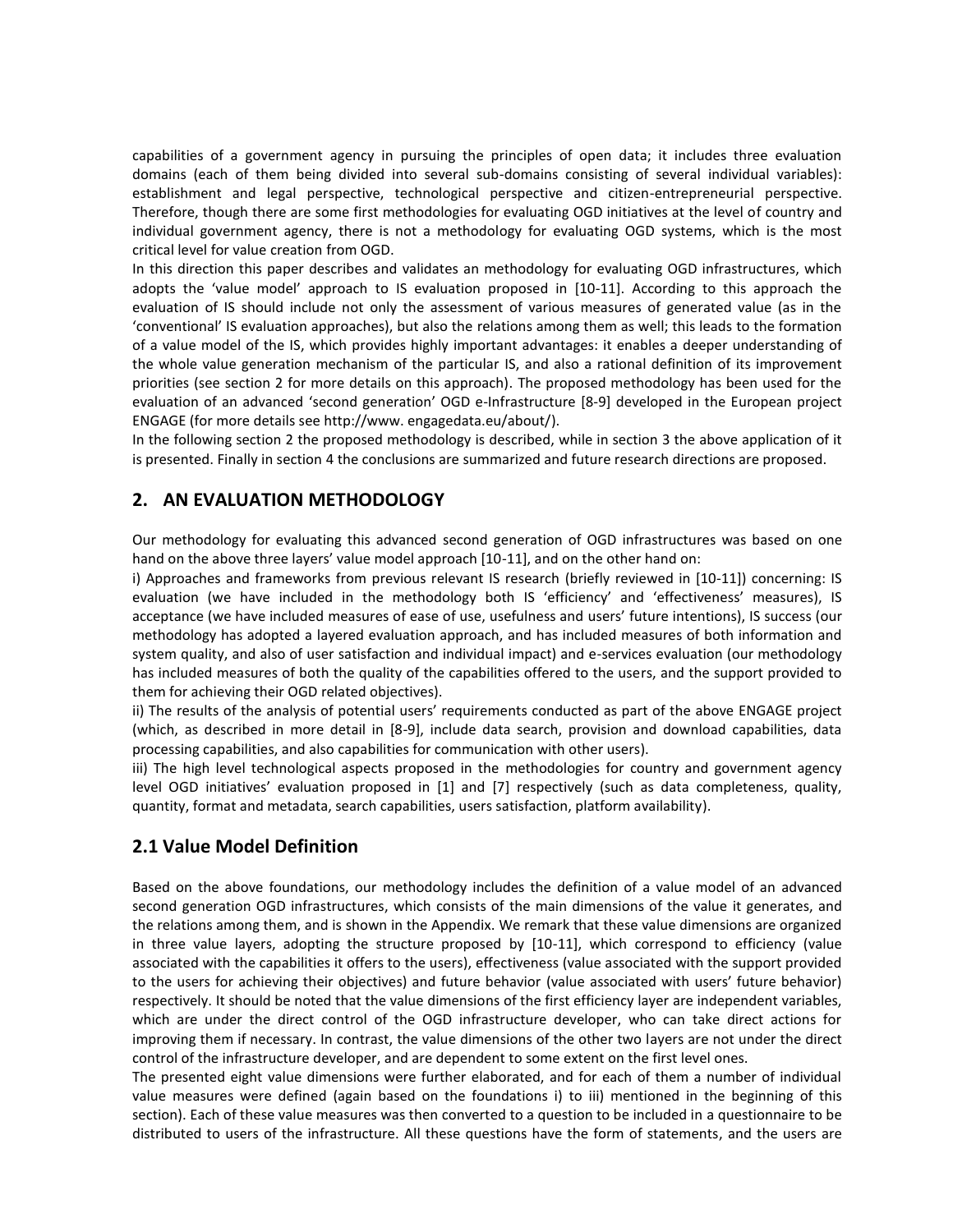capabilities of a government agency in pursuing the principles of open data; it includes three evaluation domains (each of them being divided into several sub-domains consisting of several individual variables): establishment and legal perspective, technological perspective and citizen-entrepreneurial perspective. Therefore, though there are some first methodologies for evaluating OGD initiatives at the level of country and individual government agency, there is not a methodology for evaluating OGD systems, which is the most critical level for value creation from OGD.

In this direction this paper describes and validates an methodology for evaluating OGD infrastructures, which adopts the 'value model' approach to IS evaluation proposed in [10-11]. According to this approach the evaluation of IS should include not only the assessment of various measures of generated value (as in the 'conventional' IS evaluation approaches), but also the relations among them as well; this leads to the formation of a value model of the IS, which provides highly important advantages: it enables a deeper understanding of the whole value generation mechanism of the particular IS, and also a rational definition of its improvement priorities (see section 2 for more details on this approach). The proposed methodology has been used for the evaluation of an advanced 'second generation' OGD e-Infrastructure [8-9] developed in the European project ENGAGE (for more details see http://www. engagedata.eu/about/).

In the following section 2 the proposed methodology is described, while in section 3 the above application of it is presented. Finally in section 4 the conclusions are summarized and future research directions are proposed.

## 2. AN EVALUATION METHODOLOGY

Our methodology for evaluating this advanced second generation of OGD infrastructures was based on one hand on the above three layers' value model approach [10-11], and on the other hand on:

i) Approaches and frameworks from previous relevant IS research (briefly reviewed in [10-11]) concerning: IS evaluation (we have included in the methodology both IS 'efficiency' and 'effectiveness' measures), IS acceptance (we have included measures of ease of use, usefulness and users' future intentions), IS success (our methodology has adopted a layered evaluation approach, and has included measures of both information and system quality, and also of user satisfaction and individual impact) and e-services evaluation (our methodology has included measures of both the quality of the capabilities offered to the users, and the support provided to them for achieving their OGD related objectives).

ii) The results of the analysis of potential users' requirements conducted as part of the above ENGAGE project (which, as described in more detail in [8-9], include data search, provision and download capabilities, data processing capabilities, and also capabilities for communication with other users).

iii) The high level technological aspects proposed in the methodologies for country and government agency level OGD initiatives' evaluation proposed in [1] and [7] respectively (such as data completeness, quality, quantity, format and metadata, search capabilities, users satisfaction, platform availability).

## 2.1 Value Model Definition

Based on the above foundations, our methodology includes the definition of a value model of an advanced second generation OGD infrastructures, which consists of the main dimensions of the value it generates, and the relations among them, and is shown in the Appendix. We remark that these value dimensions are organized in three value layers, adopting the structure proposed by [10-11], which correspond to efficiency (value associated with the capabilities it offers to the users), effectiveness (value associated with the support provided to the users for achieving their objectives) and future behavior (value associated with users' future behavior) respectively. It should be noted that the value dimensions of the first efficiency layer are independent variables, which are under the direct control of the OGD infrastructure developer, who can take direct actions for improving them if necessary. In contrast, the value dimensions of the other two layers are not under the direct control of the infrastructure developer, and are dependent to some extent on the first level ones.

The presented eight value dimensions were further elaborated, and for each of them a number of individual value measures were defined (again based on the foundations i) to iii) mentioned in the beginning of this section). Each of these value measures was then converted to a question to be included in a questionnaire to be distributed to users of the infrastructure. All these questions have the form of statements, and the users are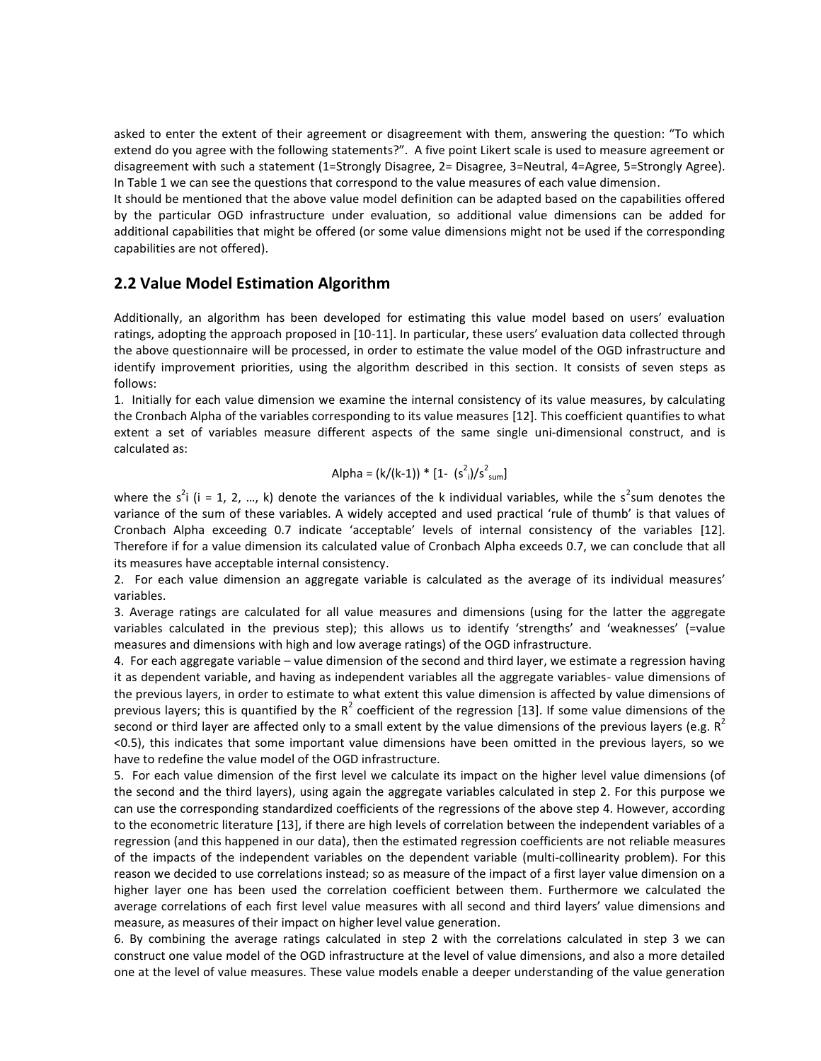asked to enter the extent of their agreement or disagreement with them, answering the question: "To which extend do you agree with the following statements?". A five point Likert scale is used to measure agreement or disagreement with such a statement (1=Strongly Disagree, 2= Disagree, 3=Neutral, 4=Agree, 5=Strongly Agree). In Table 1 we can see the questions that correspond to the value measures of each value dimension.

It should be mentioned that the above value model definition can be adapted based on the capabilities offered by the particular OGD infrastructure under evaluation, so additional value dimensions can be added for additional capabilities that might be offered (or some value dimensions might not be used if the corresponding capabilities are not offered).

## 2.2 Value Model Estimation Algorithm

Additionally, an algorithm has been developed for estimating this value model based on users' evaluation ratings, adopting the approach proposed in [10-11]. In particular, these users' evaluation data collected through the above questionnaire will be processed, in order to estimate the value model of the OGD infrastructure and identify improvement priorities, using the algorithm described in this section. It consists of seven steps as follows:

1. Initially for each value dimension we examine the internal consistency of its value measures, by calculating the Cronbach Alpha of the variables corresponding to its value measures [12]. This coefficient quantifies to what extent a set of variables measure different aspects of the same single uni-dimensional construct, and is calculated as:

$$\text{Alpha} = (k/(k-1)) * [1- (s^2_i)/s^2_{sum}]$$

where the $s^2i$ (i = 1, 2, …, k) denote the variances of the k individual variables, while the $s^2$sum denotes the variance of the sum of these variables. A widely accepted and used practical 'rule of thumb' is that values of Cronbach Alpha exceeding 0.7 indicate 'acceptable' levels of internal consistency of the variables [12]. Therefore if for a value dimension its calculated value of Cronbach Alpha exceeds 0.7, we can conclude that all its measures have acceptable internal consistency.

2. For each value dimension an aggregate variable is calculated as the average of its individual measures' variables.

3. Average ratings are calculated for all value measures and dimensions (using for the latter the aggregate variables calculated in the previous step); this allows us to identify 'strengths' and 'weaknesses' (=value measures and dimensions with high and low average ratings) of the OGD infrastructure.

4. For each aggregate variable – value dimension of the second and third layer, we estimate a regression having it as dependent variable, and having as independent variables all the aggregate variables- value dimensions of the previous layers, in order to estimate to what extent this value dimension is affected by value dimensions of previous layers; this is quantified by the $R^2$ coefficient of the regression [13]. If some value dimensions of the second or third layer are affected only to a small extent by the value dimensions of the previous layers (e.g. $R^2$ <0.5), this indicates that some important value dimensions have been omitted in the previous layers, so we have to redefine the value model of the OGD infrastructure.

5. For each value dimension of the first level we calculate its impact on the higher level value dimensions (of the second and the third layers), using again the aggregate variables calculated in step 2. For this purpose we can use the corresponding standardized coefficients of the regressions of the above step 4. However, according to the econometric literature [13], if there are high levels of correlation between the independent variables of a regression (and this happened in our data), then the estimated regression coefficients are not reliable measures of the impacts of the independent variables on the dependent variable (multi-collinearity problem). For this reason we decided to use correlations instead; so as measure of the impact of a first layer value dimension on a higher layer one has been used the correlation coefficient between them. Furthermore we calculated the average correlations of each first level value measures with all second and third layers' value dimensions and measure, as measures of their impact on higher level value generation.

6. By combining the average ratings calculated in step 2 with the correlations calculated in step 3 we can construct one value model of the OGD infrastructure at the level of value dimensions, and also a more detailed one at the level of value measures. These value models enable a deeper understanding of the value generation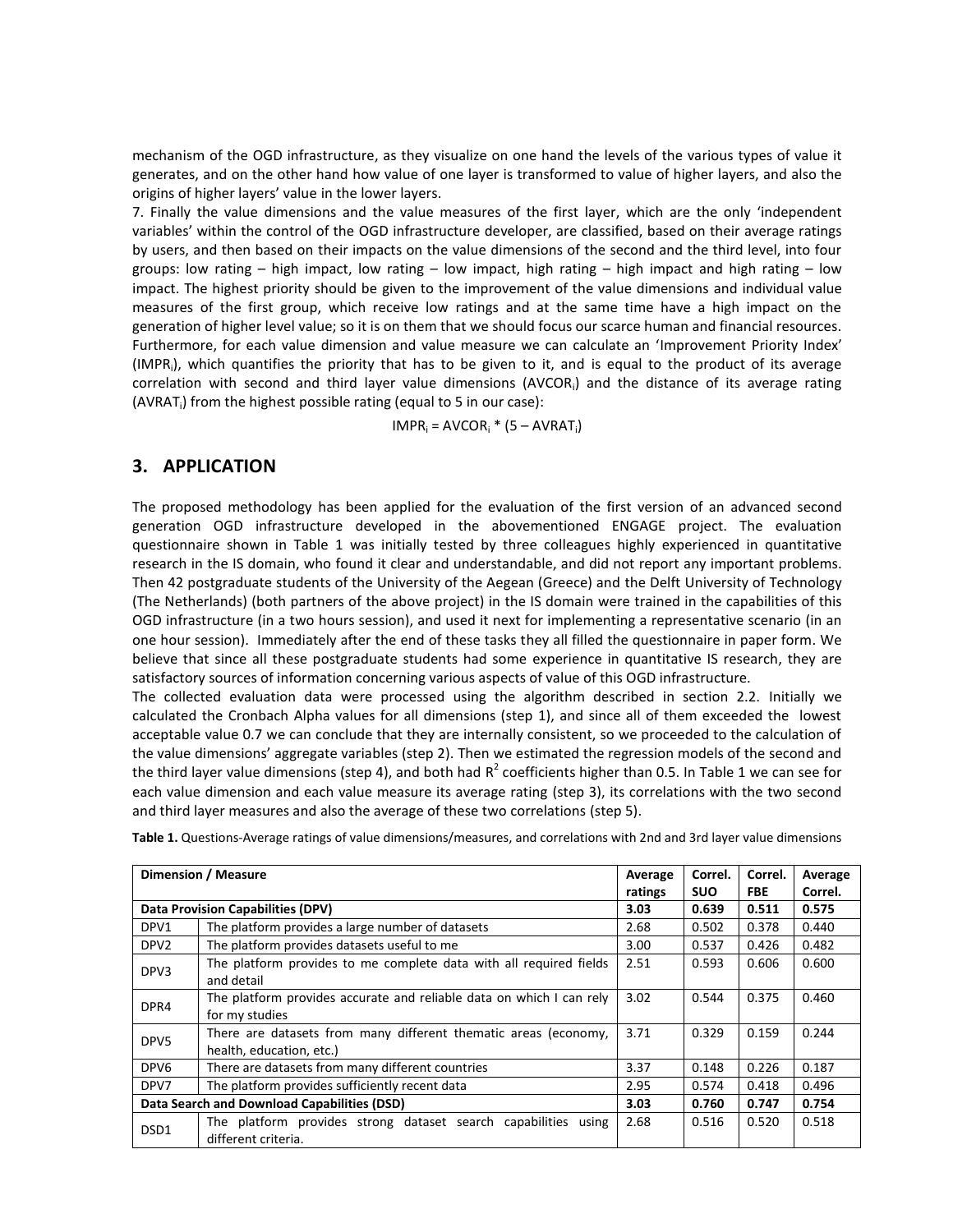mechanism of the OGD infrastructure, as they visualize on one hand the levels of the various types of value it generates, and on the other hand how value of one layer is transformed to value of higher layers, and also the origins of higher layers' value in the lower layers.

7. Finally the value dimensions and the value measures of the first layer, which are the only 'independent variables' within the control of the OGD infrastructure developer, are classified, based on their average ratings by users, and then based on their impacts on the value dimensions of the second and the third level, into four groups: low rating – high impact, low rating – low impact, high rating – high impact and high rating – low impact. The highest priority should be given to the improvement of the value dimensions and individual value measures of the first group, which receive low ratings and at the same time have a high impact on the generation of higher level value; so it is on them that we should focus our scarce human and financial resources. Furthermore, for each value dimension and value measure we can calculate an 'Improvement Priority Index' ($IMPR_i$), which quantifies the priority that has to be given to it, and is equal to the product of its average correlation with second and third layer value dimensions ($AVCOR_i$) and the distance of its average rating ($AVRAT_i$) from the highest possible rating (equal to 5 in our case):

$$IMPR_i = AVCOR_i * (5 - AVRAT_i)$$

## 3. APPLICATION

The proposed methodology has been applied for the evaluation of the first version of an advanced second generation OGD infrastructure developed in the abovementioned ENGAGE project. The evaluation questionnaire shown in Table 1 was initially tested by three colleagues highly experienced in quantitative research in the IS domain, who found it clear and understandable, and did not report any important problems. Then 42 postgraduate students of the University of the Aegean (Greece) and the Delft University of Technology (The Netherlands) (both partners of the above project) in the IS domain were trained in the capabilities of this OGD infrastructure (in a two hours session), and used it next for implementing a representative scenario (in an one hour session). Immediately after the end of these tasks they all filled the questionnaire in paper form. We believe that since all these postgraduate students had some experience in quantitative IS research, they are satisfactory sources of information concerning various aspects of value of this OGD infrastructure.

The collected evaluation data were processed using the algorithm described in section 2.2. Initially we calculated the Cronbach Alpha values for all dimensions (step 1), and since all of them exceeded the lowest acceptable value 0.7 we can conclude that they are internally consistent, so we proceeded to the calculation of the value dimensions' aggregate variables (step 2). Then we estimated the regression models of the second and the third layer value dimensions (step 4), and both had $R^2$ coefficients higher than 0.5. In Table 1 we can see for each value dimension and each value measure its average rating (step 3), its correlations with the two second and third layer measures and also the average of these two correlations (step 5).

**Table 1.** Questions-Average ratings of value dimensions/measures, and correlations with 2nd and 3rd layer value dimensions

| Dimension / Measure | | Average ratings | Correl. SUO | Correl. FBE | Average Correl. |
|---|---|---|---|---|---|
| **Data Provision Capabilities (DPV)** | | **3.03** | **0.639** | **0.511** | **0.575** |
| DPV1 | The platform provides a large number of datasets | 2.68 | 0.502 | 0.378 | 0.440 |
| DPV2 | The platform provides datasets useful to me | 3.00 | 0.537 | 0.426 | 0.482 |
| DPV3 | The platform provides to me complete data with all required fields and detail | 2.51 | 0.593 | 0.606 | 0.600 |
| DPR4 | The platform provides accurate and reliable data on which I can rely for my studies | 3.02 | 0.544 | 0.375 | 0.460 |
| DPV5 | There are datasets from many different thematic areas (economy, health, education, etc.) | 3.71 | 0.329 | 0.159 | 0.244 |
| DPV6 | There are datasets from many different countries | 3.37 | 0.148 | 0.226 | 0.187 |
| DPV7 | The platform provides sufficiently recent data | 2.95 | 0.574 | 0.418 | 0.496 |
| **Data Search and Download Capabilities (DSD)** | | **3.03** | **0.760** | **0.747** | **0.754** |
| DSD1 | The platform provides strong dataset search capabilities using different criteria. | 2.68 | 0.516 | 0.520 | 0.518 |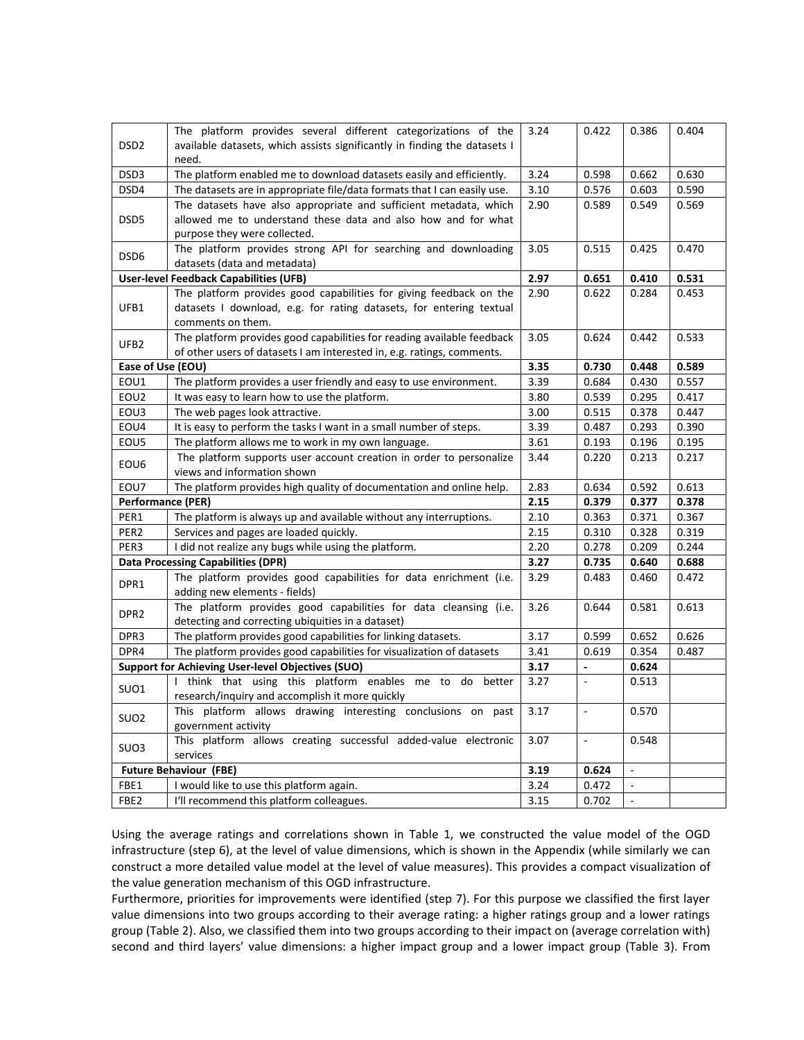| | | | | | |
|---|---|---|---|---|---|
| DSD2 | The platform provides several different categorizations of the available datasets, which assists significantly in finding the datasets I need. | 3.24 | 0.422 | 0.386 | 0.404 |
| DSD3 | The platform enabled me to download datasets easily and efficiently. | 3.24 | 0.598 | 0.662 | 0.630 |
| DSD4 | The datasets are in appropriate file/data formats that I can easily use. | 3.10 | 0.576 | 0.603 | 0.590 |
| DSD5 | The datasets have also appropriate and sufficient metadata, which allowed me to understand these data and also how and for what purpose they were collected. | 2.90 | 0.589 | 0.549 | 0.569 |
| DSD6 | The platform provides strong API for searching and downloading datasets (data and metadata) | 3.05 | 0.515 | 0.425 | 0.470 |
| **User-level Feedback Capabilities (UFB)** | | **2.97** | **0.651** | **0.410** | **0.531** |
| UFB1 | The platform provides good capabilities for giving feedback on the datasets I download, e.g. for rating datasets, for entering textual comments on them. | 2.90 | 0.622 | 0.284 | 0.453 |
| UFB2 | The platform provides good capabilities for reading available feedback of other users of datasets I am interested in, e.g. ratings, comments. | 3.05 | 0.624 | 0.442 | 0.533 |
| **Ease of Use (EOU)** | | **3.35** | **0.730** | **0.448** | **0.589** |
| EOU1 | The platform provides a user friendly and easy to use environment. | 3.39 | 0.684 | 0.430 | 0.557 |
| EOU2 | It was easy to learn how to use the platform. | 3.80 | 0.539 | 0.295 | 0.417 |
| EOU3 | The web pages look attractive. | 3.00 | 0.515 | 0.378 | 0.447 |
| EOU4 | It is easy to perform the tasks I want in a small number of steps. | 3.39 | 0.487 | 0.293 | 0.390 |
| EOU5 | The platform allows me to work in my own language. | 3.61 | 0.193 | 0.196 | 0.195 |
| EOU6 | The platform supports user account creation in order to personalize views and information shown | 3.44 | 0.220 | 0.213 | 0.217 |
| EOU7 | The platform provides high quality of documentation and online help. | 2.83 | 0.634 | 0.592 | 0.613 |
| **Performance (PER)** | | **2.15** | **0.379** | **0.377** | **0.378** |
| PER1 | The platform is always up and available without any interruptions. | 2.10 | 0.363 | 0.371 | 0.367 |
| PER2 | Services and pages are loaded quickly. | 2.15 | 0.310 | 0.328 | 0.319 |
| PER3 | I did not realize any bugs while using the platform. | 2.20 | 0.278 | 0.209 | 0.244 |
| **Data Processing Capabilities (DPR)** | | **3.27** | **0.735** | **0.640** | **0.688** |
| DPR1 | The platform provides good capabilities for data enrichment (i.e. adding new elements - fields) | 3.29 | 0.483 | 0.460 | 0.472 |
| DPR2 | The platform provides good capabilities for data cleansing (i.e. detecting and correcting ubiquities in a dataset) | 3.26 | 0.644 | 0.581 | 0.613 |
| DPR3 | The platform provides good capabilities for linking datasets. | 3.17 | 0.599 | 0.652 | 0.626 |
| DPR4 | The platform provides good capabilities for visualization of datasets | 3.41 | 0.619 | 0.354 | 0.487 |
| **Support for Achieving User-level Objectives (SUO)** | | **3.17** | **-** | **0.624** | |
| SUO1 | I think that using this platform enables me to do better research/inquiry and accomplish it more quickly | 3.27 | - | 0.513 | |
| SUO2 | This platform allows drawing interesting conclusions on past government activity | 3.17 | - | 0.570 | |
| SUO3 | This platform allows creating successful added-value electronic services | 3.07 | - | 0.548 | |
| **Future Behaviour (FBE)** | | **3.19** | **0.624** | - | |
| FBE1 | I would like to use this platform again. | 3.24 | 0.472 | - | |
| FBE2 | I'll recommend this platform colleagues. | 3.15 | 0.702 | - | |

Using the average ratings and correlations shown in Table 1, we constructed the value model of the OGD infrastructure (step 6), at the level of value dimensions, which is shown in the Appendix (while similarly we can construct a more detailed value model at the level of value measures). This provides a compact visualization of the value generation mechanism of this OGD infrastructure.

Furthermore, priorities for improvements were identified (step 7). For this purpose we classified the first layer value dimensions into two groups according to their average rating: a higher ratings group and a lower ratings group (Table 2). Also, we classified them into two groups according to their impact on (average correlation with) second and third layers' value dimensions: a higher impact group and a lower impact group (Table 3). From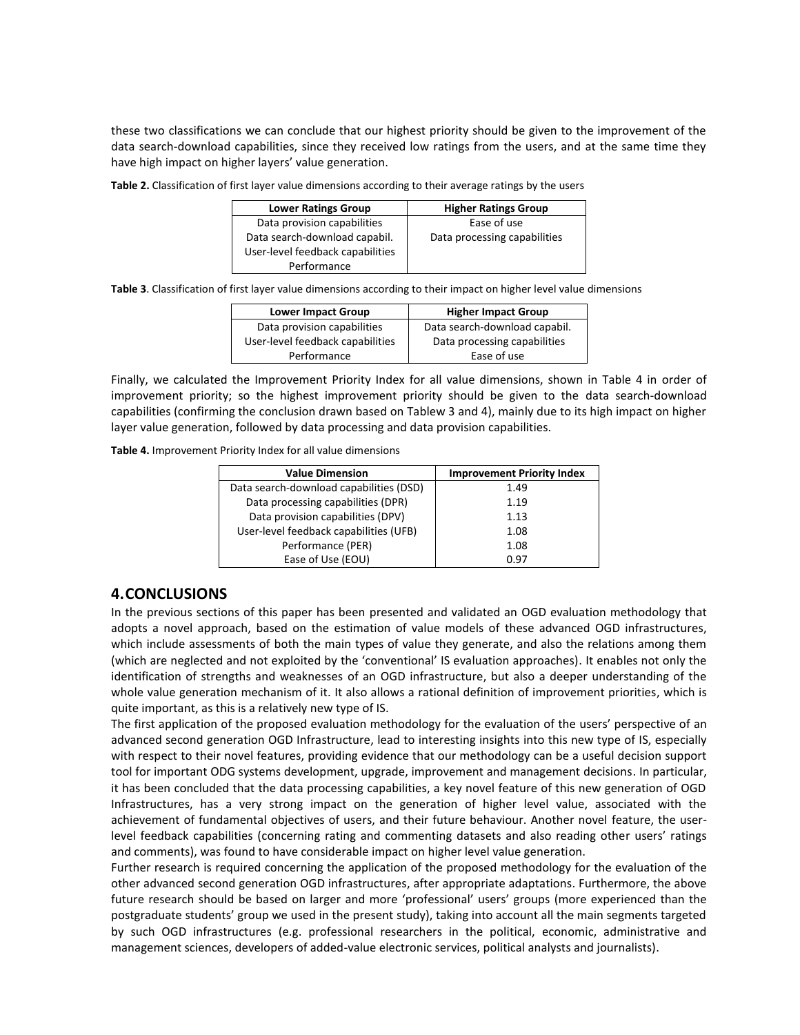these two classifications we can conclude that our highest priority should be given to the improvement of the data search-download capabilities, since they received low ratings from the users, and at the same time they have high impact on higher layers' value generation.

**Table 2.** Classification of first layer value dimensions according to their average ratings by the users

| Lower Ratings Group | Higher Ratings Group |
|---|---|
| Data provision capabilities | Ease of use |
| Data search-download capabil. | Data processing capabilities |
| User-level feedback capabilities | |
| Performance | |

**Table 3**. Classification of first layer value dimensions according to their impact on higher level value dimensions

| Lower Impact Group | Higher Impact Group |
|---|---|
| Data provision capabilities | Data search-download capabil. |
| User-level feedback capabilities | Data processing capabilities |
| Performance | Ease of use |

Finally, we calculated the Improvement Priority Index for all value dimensions, shown in Table 4 in order of improvement priority; so the highest improvement priority should be given to the data search-download capabilities (confirming the conclusion drawn based on Tablew 3 and 4), mainly due to its high impact on higher layer value generation, followed by data processing and data provision capabilities.

**Table 4.** Improvement Priority Index for all value dimensions

| Value Dimension | Improvement Priority Index |
|---|---|
| Data search-download capabilities (DSD) | 1.49 |
| Data processing capabilities (DPR) | 1.19 |
| Data provision capabilities (DPV) | 1.13 |
| User-level feedback capabilities (UFB) | 1.08 |
| Performance (PER) | 1.08 |
| Ease of Use (EOU) | 0.97 |

## 4. CONCLUSIONS

In the previous sections of this paper has been presented and validated an OGD evaluation methodology that adopts a novel approach, based on the estimation of value models of these advanced OGD infrastructures, which include assessments of both the main types of value they generate, and also the relations among them (which are neglected and not exploited by the 'conventional' IS evaluation approaches). It enables not only the identification of strengths and weaknesses of an OGD infrastructure, but also a deeper understanding of the whole value generation mechanism of it. It also allows a rational definition of improvement priorities, which is quite important, as this is a relatively new type of IS.

The first application of the proposed evaluation methodology for the evaluation of the users' perspective of an advanced second generation OGD Infrastructure, lead to interesting insights into this new type of IS, especially with respect to their novel features, providing evidence that our methodology can be a useful decision support tool for important ODG systems development, upgrade, improvement and management decisions. In particular, it has been concluded that the data processing capabilities, a key novel feature of this new generation of OGD Infrastructures, has a very strong impact on the generation of higher level value, associated with the achievement of fundamental objectives of users, and their future behaviour. Another novel feature, the user-level feedback capabilities (concerning rating and commenting datasets and also reading other users' ratings and comments), was found to have considerable impact on higher level value generation.

Further research is required concerning the application of the proposed methodology for the evaluation of the other advanced second generation OGD infrastructures, after appropriate adaptations. Furthermore, the above future research should be based on larger and more 'professional' users' groups (more experienced than the postgraduate students' group we used in the present study), taking into account all the main segments targeted by such OGD infrastructures (e.g. professional researchers in the political, economic, administrative and management sciences, developers of added-value electronic services, political analysts and journalists).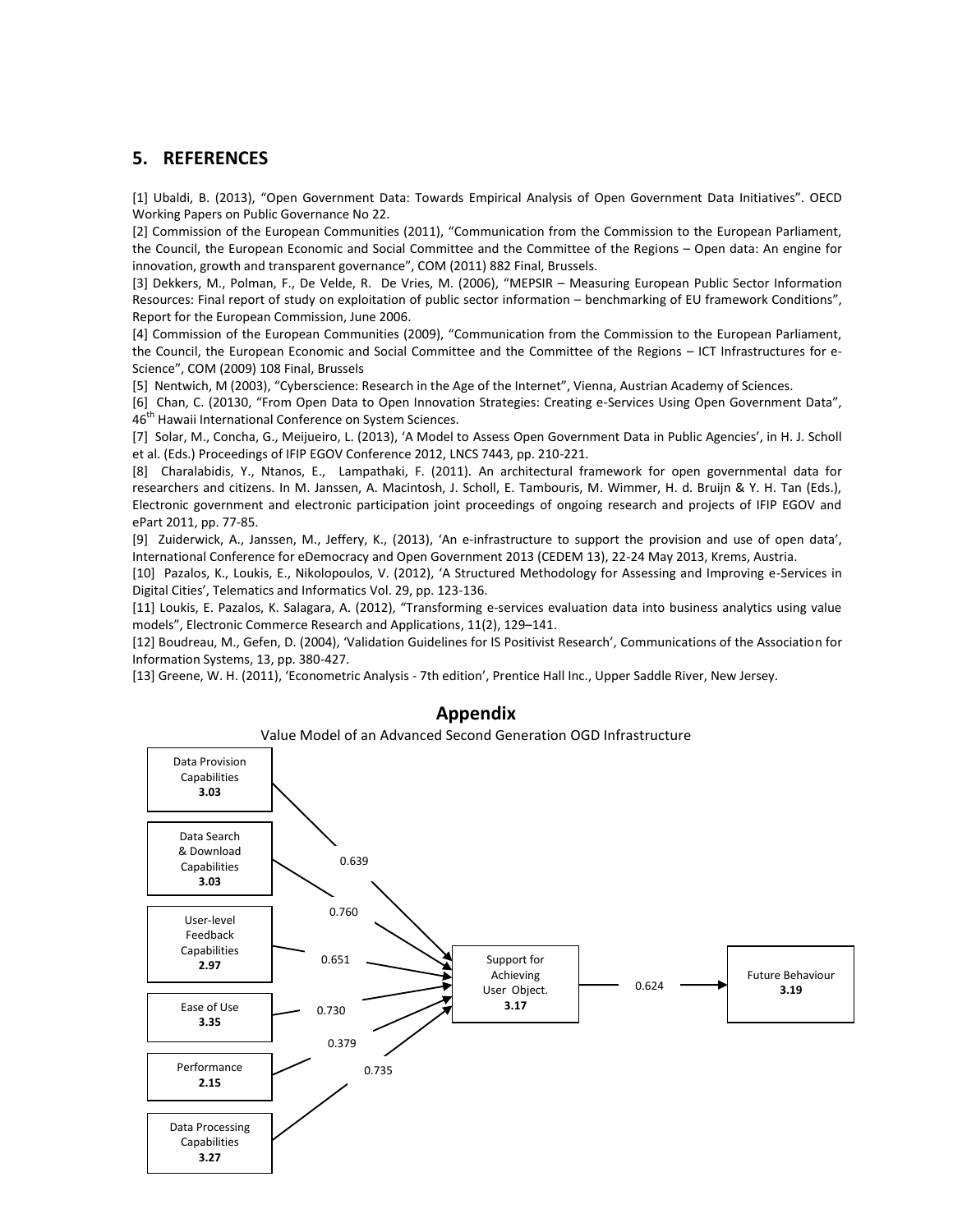## 5. REFERENCES

[1] Ubaldi, B. (2013), "Open Government Data: Towards Empirical Analysis of Open Government Data Initiatives". OECD Working Papers on Public Governance No 22.

[2] Commission of the European Communities (2011), "Communication from the Commission to the European Parliament, the Council, the European Economic and Social Committee and the Committee of the Regions – Open data: An engine for innovation, growth and transparent governance", COM (2011) 882 Final, Brussels.

[3] Dekkers, M., Polman, F., De Velde, R. De Vries, M. (2006), "MEPSIR – Measuring European Public Sector Information Resources: Final report of study on exploitation of public sector information – benchmarking of EU framework Conditions", Report for the European Commission, June 2006.

[4] Commission of the European Communities (2009), "Communication from the Commission to the European Parliament, the Council, the European Economic and Social Committee and the Committee of the Regions – ICT Infrastructures for e-Science", COM (2009) 108 Final, Brussels

[5] Nentwich, M (2003), "Cyberscience: Research in the Age of the Internet", Vienna, Austrian Academy of Sciences.

[6] Chan, C. (20130, "From Open Data to Open Innovation Strategies: Creating e-Services Using Open Government Data", 46th Hawaii International Conference on System Sciences.

[7] Solar, M., Concha, G., Meijueiro, L. (2013), 'A Model to Assess Open Government Data in Public Agencies', in H. J. Scholl et al. (Eds.) Proceedings of IFIP EGOV Conference 2012, LNCS 7443, pp. 210-221.

[8] Charalabidis, Y., Ntanos, E., Lampathaki, F. (2011). An architectural framework for open governmental data for researchers and citizens. In M. Janssen, A. Macintosh, J. Scholl, E. Tambouris, M. Wimmer, H. d. Bruijn & Y. H. Tan (Eds.), Electronic government and electronic participation joint proceedings of ongoing research and projects of IFIP EGOV and ePart 2011, pp. 77-85.

[9] Zuiderwick, A., Janssen, M., Jeffery, K., (2013), 'An e-infrastructure to support the provision and use of open data', International Conference for eDemocracy and Open Government 2013 (CEDEM 13), 22-24 May 2013, Krems, Austria.

[10] Pazalos, K., Loukis, E., Nikolopoulos, V. (2012), 'A Structured Methodology for Assessing and Improving e-Services in Digital Cities', Telematics and Informatics Vol. 29, pp. 123-136.

[11] Loukis, E. Pazalos, K. Salagara, A. (2012), "Transforming e-services evaluation data into business analytics using value models", Electronic Commerce Research and Applications, 11(2), 129–141.

[12] Boudreau, M., Gefen, D. (2004), 'Validation Guidelines for IS Positivist Research', Communications of the Association for Information Systems, 13, pp. 380-427.

[13] Greene, W. H. (2011), 'Econometric Analysis - 7th edition', Prentice Hall Inc., Upper Saddle River, New Jersey.

## Appendix

Value Model of an Advanced Second Generation OGD Infrastructure

Data Provision Capabilities **3.03**

Data Search & Download Capabilities **3.03**

User-level Feedback Capabilities **2.97**

Ease of Use **3.35**

Performance **2.15**

Data Processing Capabilities **3.27**

0.639

0.760

0.651

0.730

0.379

0.735

Support for Achieving User Object. **3.17**

0.624

Future Behaviour **3.19**